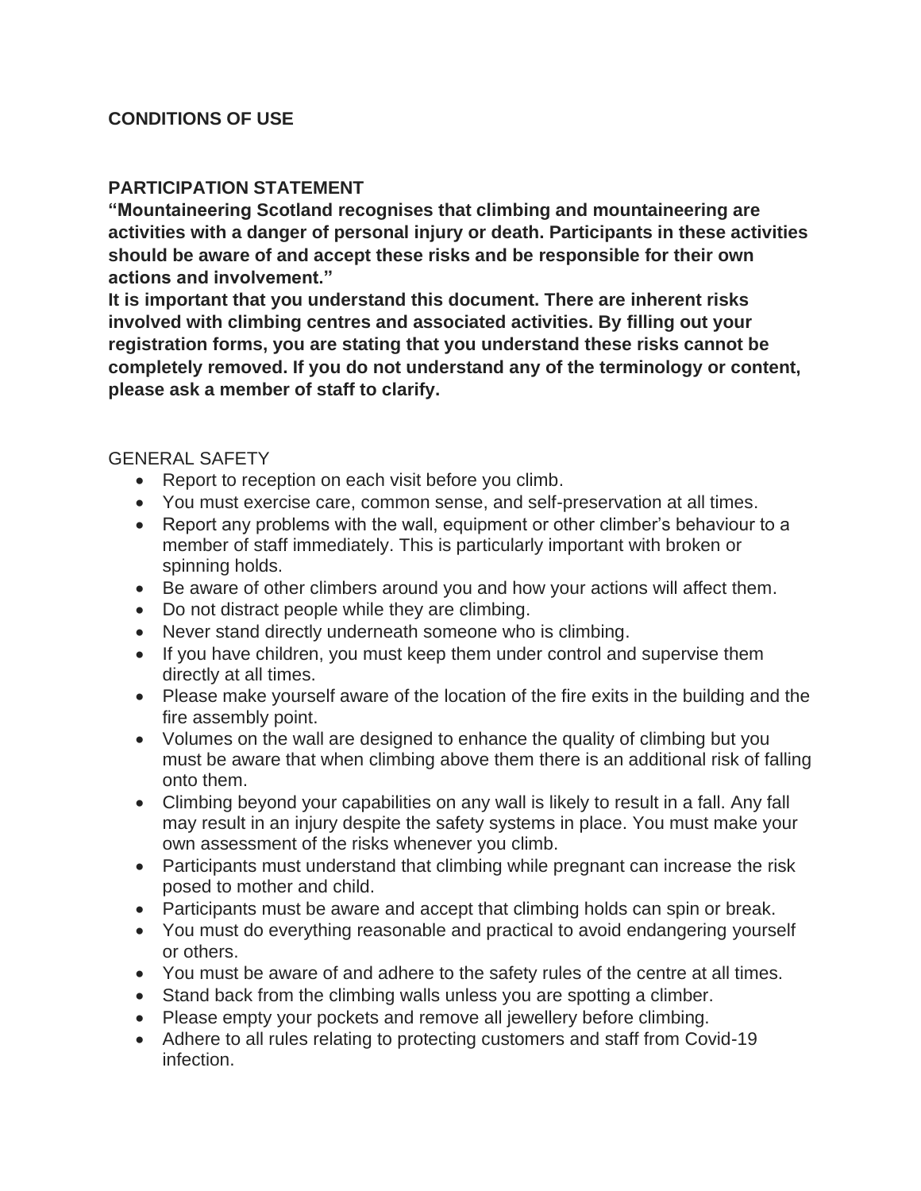**CONDITIONS OF USE**

**PARTICIPATION STATEMENT**

**"Mountaineering Scotland recognises that climbing and mountaineering are activities with a danger of personal injury or death. Participants in these activities should be aware of and accept these risks and be responsible for their own actions and involvement."**

**It is important that you understand this document. There are inherent risks involved with climbing centres and associated activities. By filling out your registration forms, you are stating that you understand these risks cannot be completely removed. If you do not understand any of the terminology or content, please ask a member of staff to clarify.**

GENERAL SAFETY

- Report to reception on each visit before you climb.
- You must exercise care, common sense, and self-preservation at all times.
- Report any problems with the wall, equipment or other climber's behaviour to a member of staff immediately. This is particularly important with broken or spinning holds.
- Be aware of other climbers around you and how your actions will affect them.
- Do not distract people while they are climbing.
- Never stand directly underneath someone who is climbing.
- If you have children, you must keep them under control and supervise them directly at all times.
- Please make yourself aware of the location of the fire exits in the building and the fire assembly point.
- Volumes on the wall are designed to enhance the quality of climbing but you must be aware that when climbing above them there is an additional risk of falling onto them.
- Climbing beyond your capabilities on any wall is likely to result in a fall. Any fall may result in an injury despite the safety systems in place. You must make your own assessment of the risks whenever you climb.
- Participants must understand that climbing while pregnant can increase the risk posed to mother and child.
- Participants must be aware and accept that climbing holds can spin or break.
- You must do everything reasonable and practical to avoid endangering yourself or others.
- You must be aware of and adhere to the safety rules of the centre at all times.
- Stand back from the climbing walls unless you are spotting a climber.
- Please empty your pockets and remove all jewellery before climbing.
- Adhere to all rules relating to protecting customers and staff from Covid-19 infection.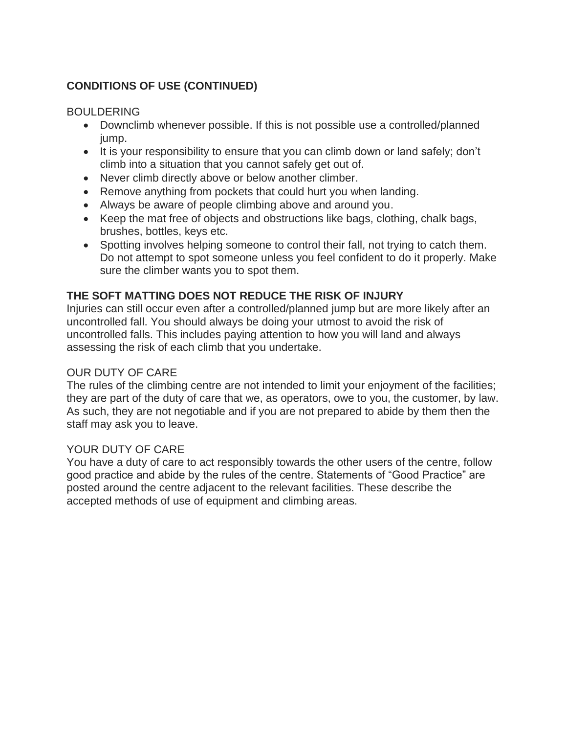## CONDITIONS OF USE (CONTINUED)

BOULDERING

- Downclimb whenever possible. If this is not possible use a controlled/planned jump.
- It is your responsibility to ensure that you can climb down or land safely; don't climb into a situation that you cannot safely get out of.
- Never climb directly above or below another climber.
- Remove anything from pockets that could hurt you when landing.
- Always be aware of people climbing above and around you.
- Keep the mat free of objects and obstructions like bags, clothing, chalk bags, brushes, bottles, keys etc.
- Spotting involves helping someone to control their fall, not trying to catch them. Do not attempt to spot someone unless you feel confident to do it properly. Make sure the climber wants you to spot them.

**THE SOFT MATTING DOES NOT REDUCE THE RISK OF INJURY**
Injuries can still occur even after a controlled/planned jump but are more likely after an uncontrolled fall. You should always be doing your utmost to avoid the risk of uncontrolled falls. This includes paying attention to how you will land and always assessing the risk of each climb that you undertake.

OUR DUTY OF CARE
The rules of the climbing centre are not intended to limit your enjoyment of the facilities; they are part of the duty of care that we, as operators, owe to you, the customer, by law. As such, they are not negotiable and if you are not prepared to abide by them then the staff may ask you to leave.

YOUR DUTY OF CARE
You have a duty of care to act responsibly towards the other users of the centre, follow good practice and abide by the rules of the centre. Statements of "Good Practice" are posted around the centre adjacent to the relevant facilities. These describe the accepted methods of use of equipment and climbing areas.